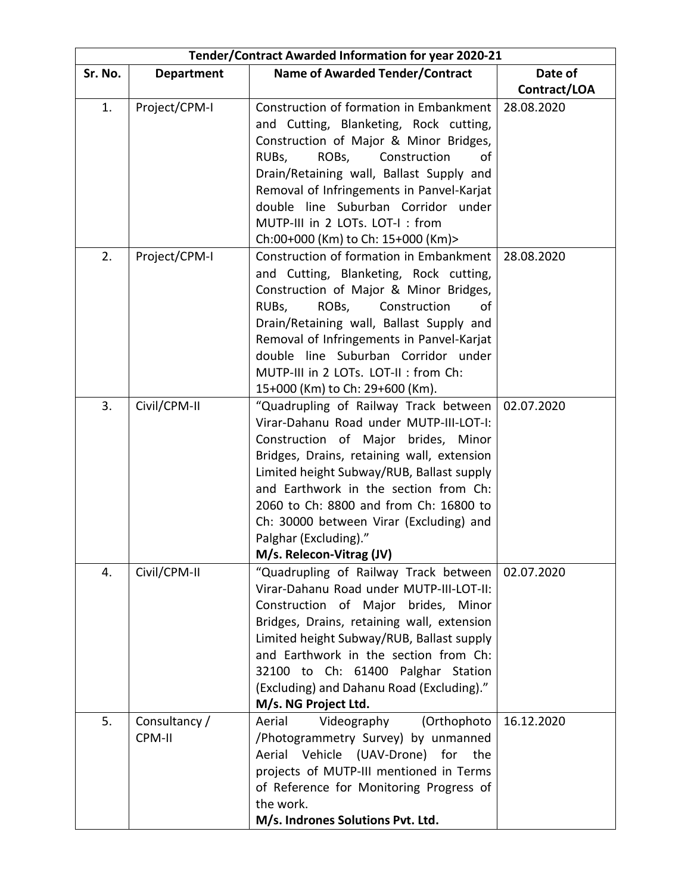| Tender/Contract Awarded Information for year 2020-21 | | | |
|---|---|---|---|
| **Sr. No.** | **Department** | **Name of Awarded Tender/Contract** | **Date of Contract/LOA** |
| 1. | Project/CPM-I | Construction of formation in Embankment and Cutting, Blanketing, Rock cutting, Construction of Major & Minor Bridges, RUBs, ROBs, Construction of Drain/Retaining wall, Ballast Supply and Removal of Infringements in Panvel-Karjat double line Suburban Corridor under MUTP-III in 2 LOTs. LOT-I : from Ch:00+000 (Km) to Ch: 15+000 (Km)> | 28.08.2020 |
| 2. | Project/CPM-I | Construction of formation in Embankment and Cutting, Blanketing, Rock cutting, Construction of Major & Minor Bridges, RUBs, ROBs, Construction of Drain/Retaining wall, Ballast Supply and Removal of Infringements in Panvel-Karjat double line Suburban Corridor under MUTP-III in 2 LOTs. LOT-II : from Ch: 15+000 (Km) to Ch: 29+600 (Km). | 28.08.2020 |
| 3. | Civil/CPM-II | "Quadrupling of Railway Track between Virar-Dahanu Road under MUTP-III-LOT-I: Construction of Major brides, Minor Bridges, Drains, retaining wall, extension Limited height Subway/RUB, Ballast supply and Earthwork in the section from Ch: 2060 to Ch: 8800 and from Ch: 16800 to Ch: 30000 between Virar (Excluding) and Palghar (Excluding)." **M/s. Relecon-Vitrag (JV)** | 02.07.2020 |
| 4. | Civil/CPM-II | "Quadrupling of Railway Track between Virar-Dahanu Road under MUTP-III-LOT-II: Construction of Major brides, Minor Bridges, Drains, retaining wall, extension Limited height Subway/RUB, Ballast supply and Earthwork in the section from Ch: 32100 to Ch: 61400 Palghar Station (Excluding) and Dahanu Road (Excluding)." **M/s. NG Project Ltd.** | 02.07.2020 |
| 5. | Consultancy / CPM-II | Aerial Videography (Orthophoto /Photogrammetry Survey) by unmanned Aerial Vehicle (UAV-Drone) for the projects of MUTP-III mentioned in Terms of Reference for Monitoring Progress of the work. **M/s. Indrones Solutions Pvt. Ltd.** | 16.12.2020 |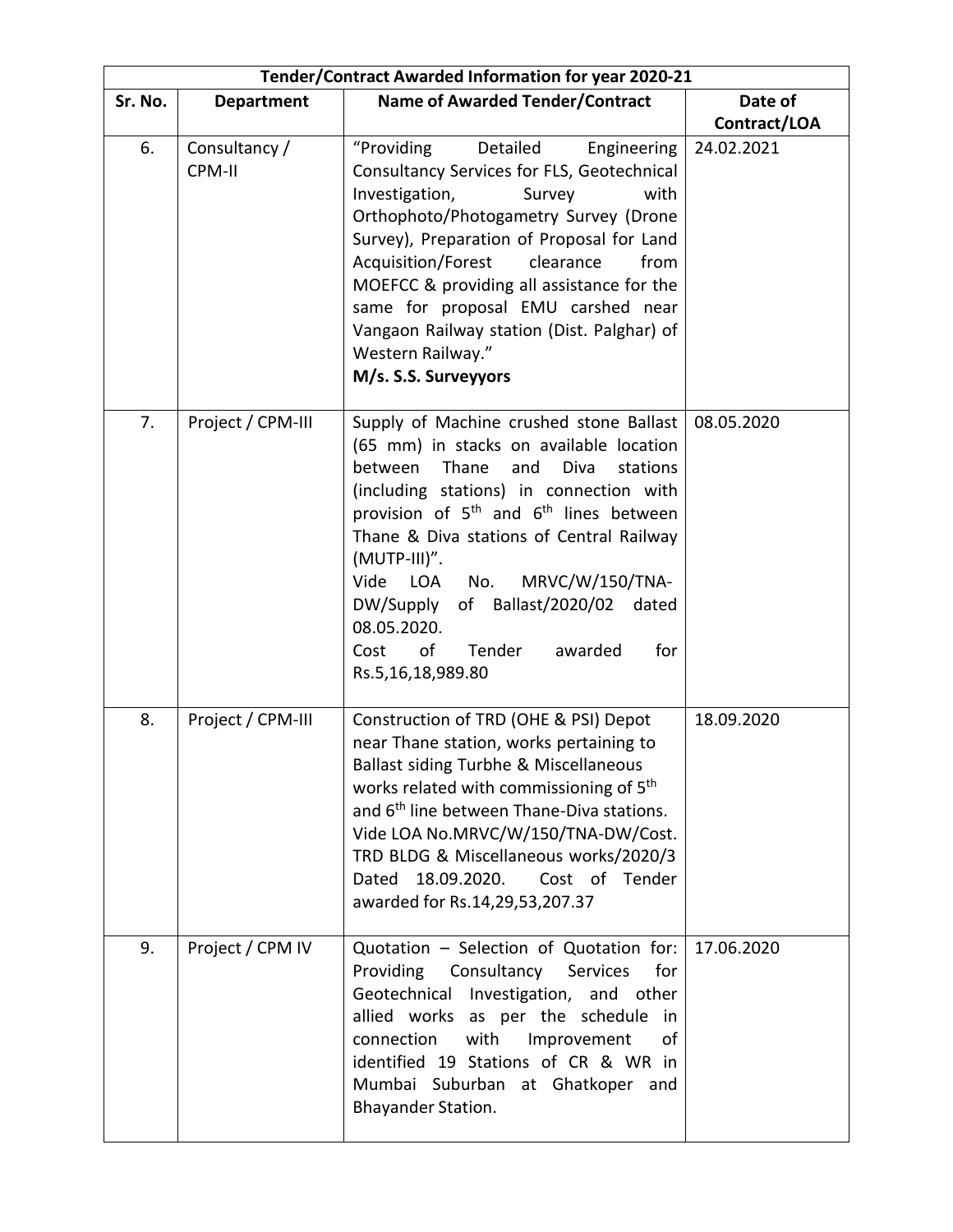| Tender/Contract Awarded Information for year 2020-21 | | | |
|---|---|---|---|
| Sr. No. | Department | Name of Awarded Tender/Contract | Date of Contract/LOA |
| 6. | Consultancy / CPM-II | "Providing Detailed Engineering Consultancy Services for FLS, Geotechnical Investigation, Survey with Orthophoto/Photogametry Survey (Drone Survey), Preparation of Proposal for Land Acquisition/Forest clearance from MOEFCC & providing all assistance for the same for proposal EMU carshed near Vangaon Railway station (Dist. Palghar) of Western Railway." **M/s. S.S. Surveyyors** | 24.02.2021 |
| 7. | Project / CPM-III | Supply of Machine crushed stone Ballast (65 mm) in stacks on available location between Thane and Diva stations (including stations) in connection with provision of 5th and 6th lines between Thane & Diva stations of Central Railway (MUTP-III)". Vide LOA No. MRVC/W/150/TNA-DW/Supply of Ballast/2020/02 dated 08.05.2020. Cost of Tender awarded for Rs.5,16,18,989.80 | 08.05.2020 |
| 8. | Project / CPM-III | Construction of TRD (OHE & PSI) Depot near Thane station, works pertaining to Ballast siding Turbhe & Miscellaneous works related with commissioning of 5th and 6th line between Thane-Diva stations. Vide LOA No.MRVC/W/150/TNA-DW/Cost. TRD BLDG & Miscellaneous works/2020/3 Dated 18.09.2020. Cost of Tender awarded for Rs.14,29,53,207.37 | 18.09.2020 |
| 9. | Project / CPM IV | Quotation – Selection of Quotation for: Providing Consultancy Services for Geotechnical Investigation, and other allied works as per the schedule in connection with Improvement of identified 19 Stations of CR & WR in Mumbai Suburban at Ghatkoper and Bhayander Station. | 17.06.2020 |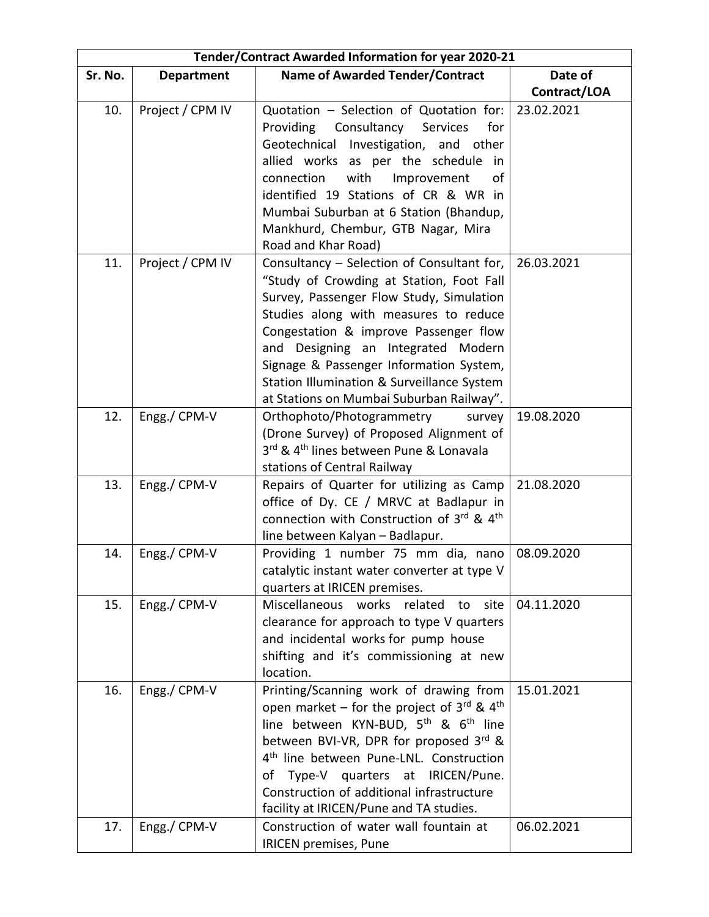| Tender/Contract Awarded Information for year 2020-21 | | | |
|---|---|---|---|
| **Sr. No.** | **Department** | **Name of Awarded Tender/Contract** | **Date of Contract/LOA** |
| 10. | Project / CPM IV | Quotation – Selection of Quotation for: Providing Consultancy Services for Geotechnical Investigation, and other allied works as per the schedule in connection with Improvement of identified 19 Stations of CR & WR in Mumbai Suburban at 6 Station (Bhandup, Mankhurd, Chembur, GTB Nagar, Mira Road and Khar Road) | 23.02.2021 |
| 11. | Project / CPM IV | Consultancy – Selection of Consultant for, "Study of Crowding at Station, Foot Fall Survey, Passenger Flow Study, Simulation Studies along with measures to reduce Congestation & improve Passenger flow and Designing an Integrated Modern Signage & Passenger Information System, Station Illumination & Surveillance System at Stations on Mumbai Suburban Railway". | 26.03.2021 |
| 12. | Engg./ CPM-V | Orthophoto/Photogrammetry survey (Drone Survey) of Proposed Alignment of 3rd & 4th lines between Pune & Lonavala stations of Central Railway | 19.08.2020 |
| 13. | Engg./ CPM-V | Repairs of Quarter for utilizing as Camp office of Dy. CE / MRVC at Badlapur in connection with Construction of 3rd & 4th line between Kalyan – Badlapur. | 21.08.2020 |
| 14. | Engg./ CPM-V | Providing 1 number 75 mm dia, nano catalytic instant water converter at type V quarters at IRICEN premises. | 08.09.2020 |
| 15. | Engg./ CPM-V | Miscellaneous works related to site clearance for approach to type V quarters and incidental works for pump house shifting and it's commissioning at new location. | 04.11.2020 |
| 16. | Engg./ CPM-V | Printing/Scanning work of drawing from open market – for the project of 3rd & 4th line between KYN-BUD, 5th & 6th line between BVI-VR, DPR for proposed 3rd & 4th line between Pune-LNL. Construction of Type-V quarters at IRICEN/Pune. Construction of additional infrastructure facility at IRICEN/Pune and TA studies. | 15.01.2021 |
| 17. | Engg./ CPM-V | Construction of water wall fountain at IRICEN premises, Pune | 06.02.2021 |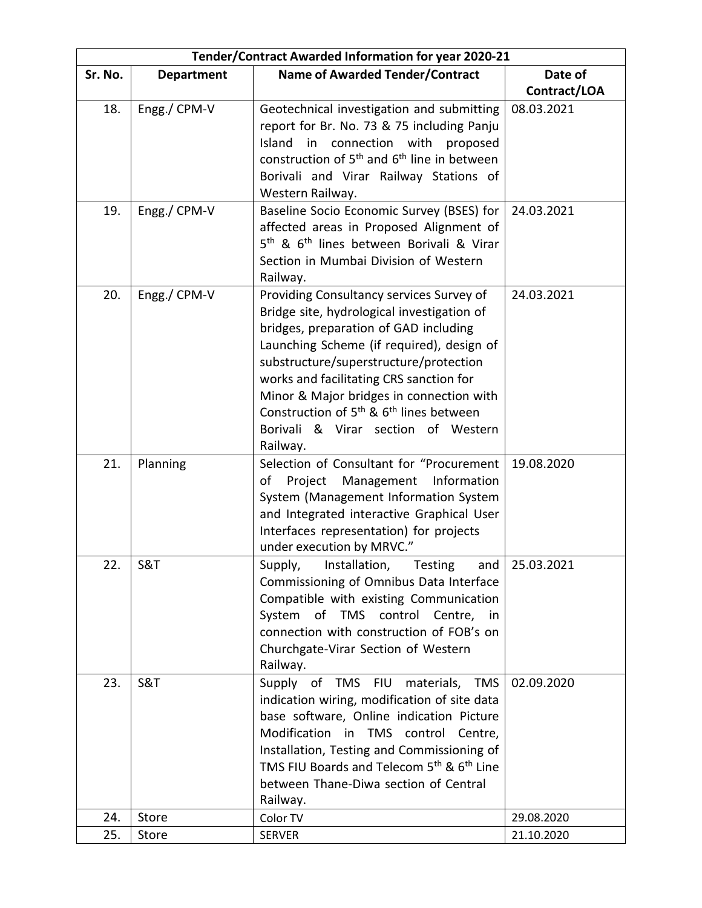| Tender/Contract Awarded Information for year 2020-21 | | | |
|---|---|---|---|
| **Sr. No.** | **Department** | **Name of Awarded Tender/Contract** | **Date of Contract/LOA** |
| 18. | Engg./ CPM-V | Geotechnical investigation and submitting report for Br. No. 73 & 75 including Panju Island in connection with proposed construction of 5th and 6th line in between Borivali and Virar Railway Stations of Western Railway. | 08.03.2021 |
| 19. | Engg./ CPM-V | Baseline Socio Economic Survey (BSES) for affected areas in Proposed Alignment of 5th & 6th lines between Borivali & Virar Section in Mumbai Division of Western Railway. | 24.03.2021 |
| 20. | Engg./ CPM-V | Providing Consultancy services Survey of Bridge site, hydrological investigation of bridges, preparation of GAD including Launching Scheme (if required), design of substructure/superstructure/protection works and facilitating CRS sanction for Minor & Major bridges in connection with Construction of 5th & 6th lines between Borivali & Virar section of Western Railway. | 24.03.2021 |
| 21. | Planning | Selection of Consultant for "Procurement of Project Management Information System (Management Information System and Integrated interactive Graphical User Interfaces representation) for projects under execution by MRVC." | 19.08.2020 |
| 22. | S&T | Supply, Installation, Testing and Commissioning of Omnibus Data Interface Compatible with existing Communication System of TMS control Centre, in connection with construction of FOB's on Churchgate-Virar Section of Western Railway. | 25.03.2021 |
| 23. | S&T | Supply of TMS FIU materials, TMS indication wiring, modification of site data base software, Online indication Picture Modification in TMS control Centre, Installation, Testing and Commissioning of TMS FIU Boards and Telecom 5th & 6th Line between Thane-Diwa section of Central Railway. | 02.09.2020 |
| 24. | Store | Color TV | 29.08.2020 |
| 25. | Store | SERVER | 21.10.2020 |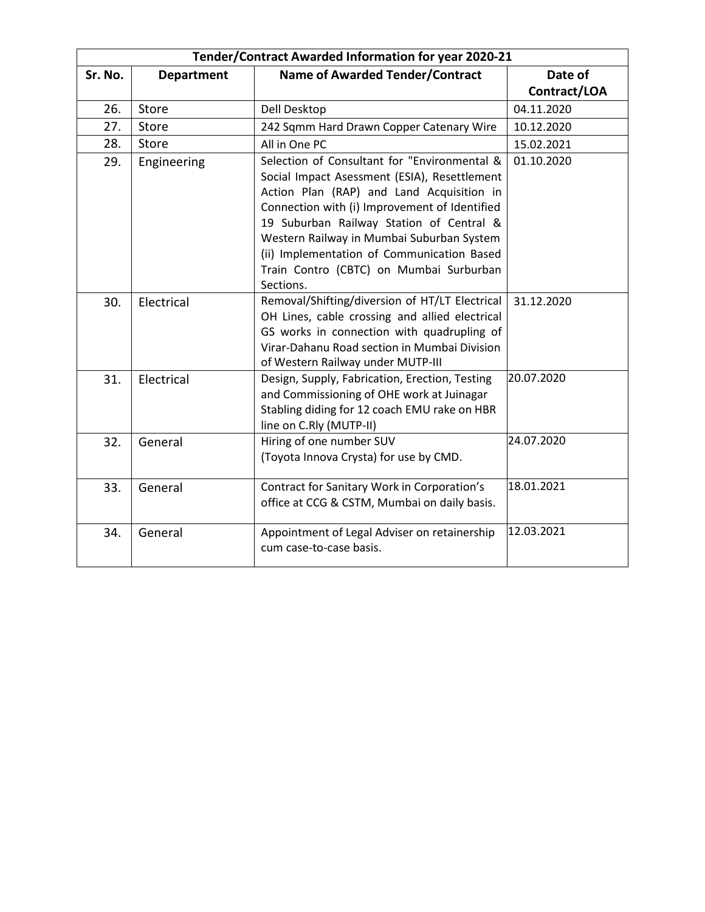| Tender/Contract Awarded Information for year 2020-21 | | | |
|---|---|---|---|
| **Sr. No.** | **Department** | **Name of Awarded Tender/Contract** | **Date of Contract/LOA** |
| 26. | Store | Dell Desktop | 04.11.2020 |
| 27. | Store | 242 Sqmm Hard Drawn Copper Catenary Wire | 10.12.2020 |
| 28. | Store | All in One PC | 15.02.2021 |
| 29. | Engineering | Selection of Consultant for "Environmental & Social Impact Asessment (ESIA), Resettlement Action Plan (RAP) and Land Acquisition in Connection with (i) Improvement of Identified 19 Suburban Railway Station of Central & Western Railway in Mumbai Suburban System (ii) Implementation of Communication Based Train Contro (CBTC) on Mumbai Surburban Sections. | 01.10.2020 |
| 30. | Electrical | Removal/Shifting/diversion of HT/LT Electrical OH Lines, cable crossing and allied electrical GS works in connection with quadrupling of Virar-Dahanu Road section in Mumbai Division of Western Railway under MUTP-III | 31.12.2020 |
| 31. | Electrical | Design, Supply, Fabrication, Erection, Testing and Commissioning of OHE work at Juinagar Stabling diding for 12 coach EMU rake on HBR line on C.Rly (MUTP-II) | 20.07.2020 |
| 32. | General | Hiring of one number SUV (Toyota Innova Crysta) for use by CMD. | 24.07.2020 |
| 33. | General | Contract for Sanitary Work in Corporation's office at CCG & CSTM, Mumbai on daily basis. | 18.01.2021 |
| 34. | General | Appointment of Legal Adviser on retainership cum case-to-case basis. | 12.03.2021 |